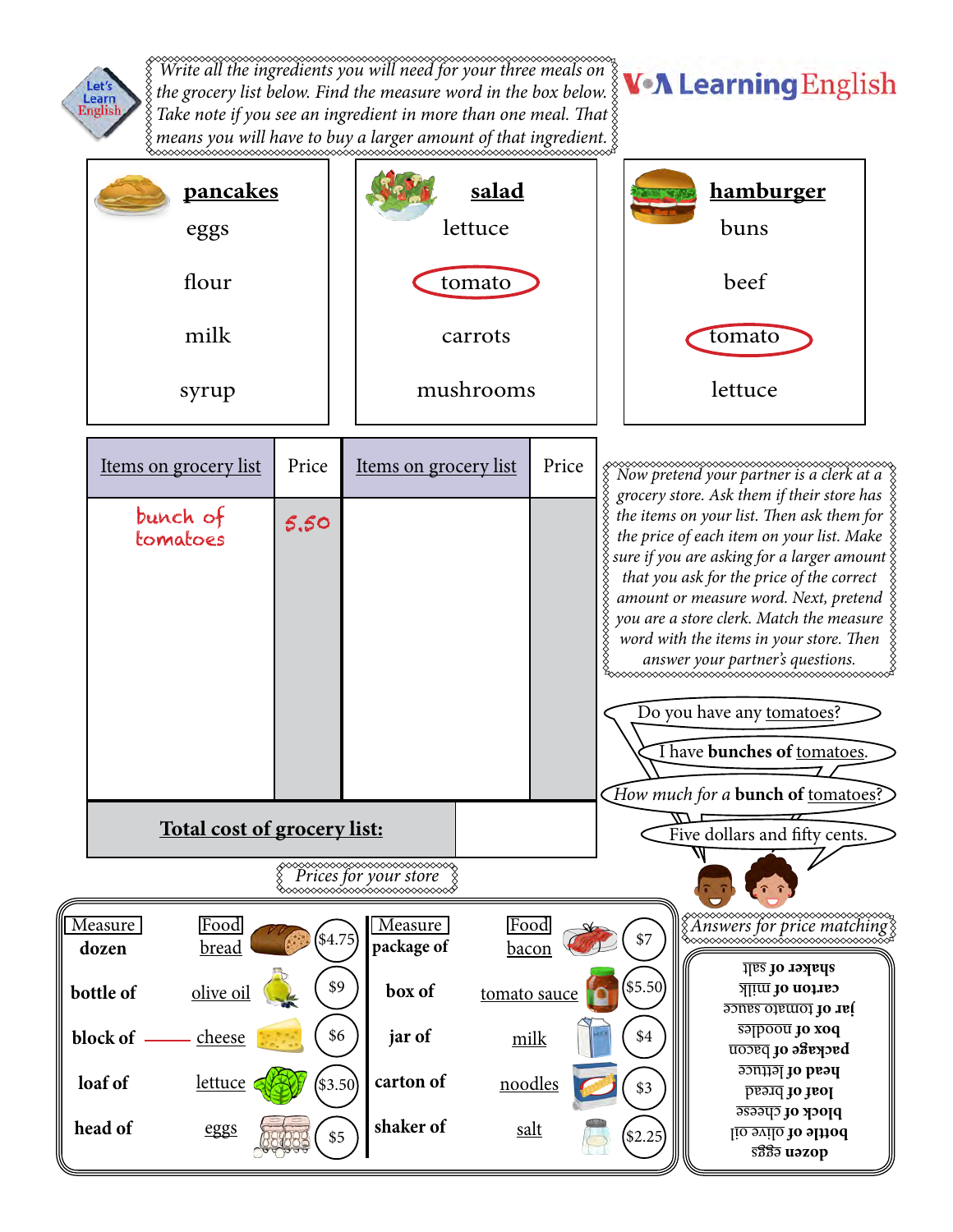Let's Learn English

VOA Learning English

*Write all the ingredients you will need for your three meals on the grocery list below. Find the measure word in the box below. Take note if you see an ingredient in more than one meal. That means you will have to buy a larger amount of that ingredient.*

| pancakes | salad | hamburger |
|---|---|---|
| eggs | lettuce | buns |
| flour | tomato | beef |
| milk | carrots | tomato |
| syrup | mushrooms | lettuce |

| Items on grocery list | Price | Items on grocery list | Price |
|---|---|---|---|
| bunch of tomatoes | 5.50 | | |
| **Total cost of grocery list:** | | | |

*Now pretend your partner is a clerk at a grocery store. Ask them if their store has the items on your list. Then ask them for the price of each item on your list. Make sure if you are asking for a larger amount that you ask for the price of the correct amount or measure word. Next, pretend you are a store clerk. Match the measure word with the items in your store. Then answer your partner's questions.*

Do you have any tomatoes?

I have **bunches of** tomatoes.

*How much for a* **bunch of** tomatoes?

Five dollars and fifty cents.

*Prices for your store*

| Measure | Food | Price | Measure | Food | Price |
|---|---|---|---|---|---|
| dozen | bread | $4.75 | package of | bacon | $7 |
| bottle of | olive oil | $9 | box of | tomato sauce | $5.50 |
| block of | cheese | $6 | jar of | milk | $4 |
| loaf of | lettuce | $3.50 | carton of | noodles | $3 |
| head of | eggs | $5 | shaker of | salt | $2.25 |

*Answers for price matching*

**shaker of** salt
**carton of** milk
**jar of** tomato sauce
**box of** noodles
**package of** bacon
**head of** lettuce
**loaf of** bread
**block of** cheese
**bottle of** olive oil
**dozen** eggs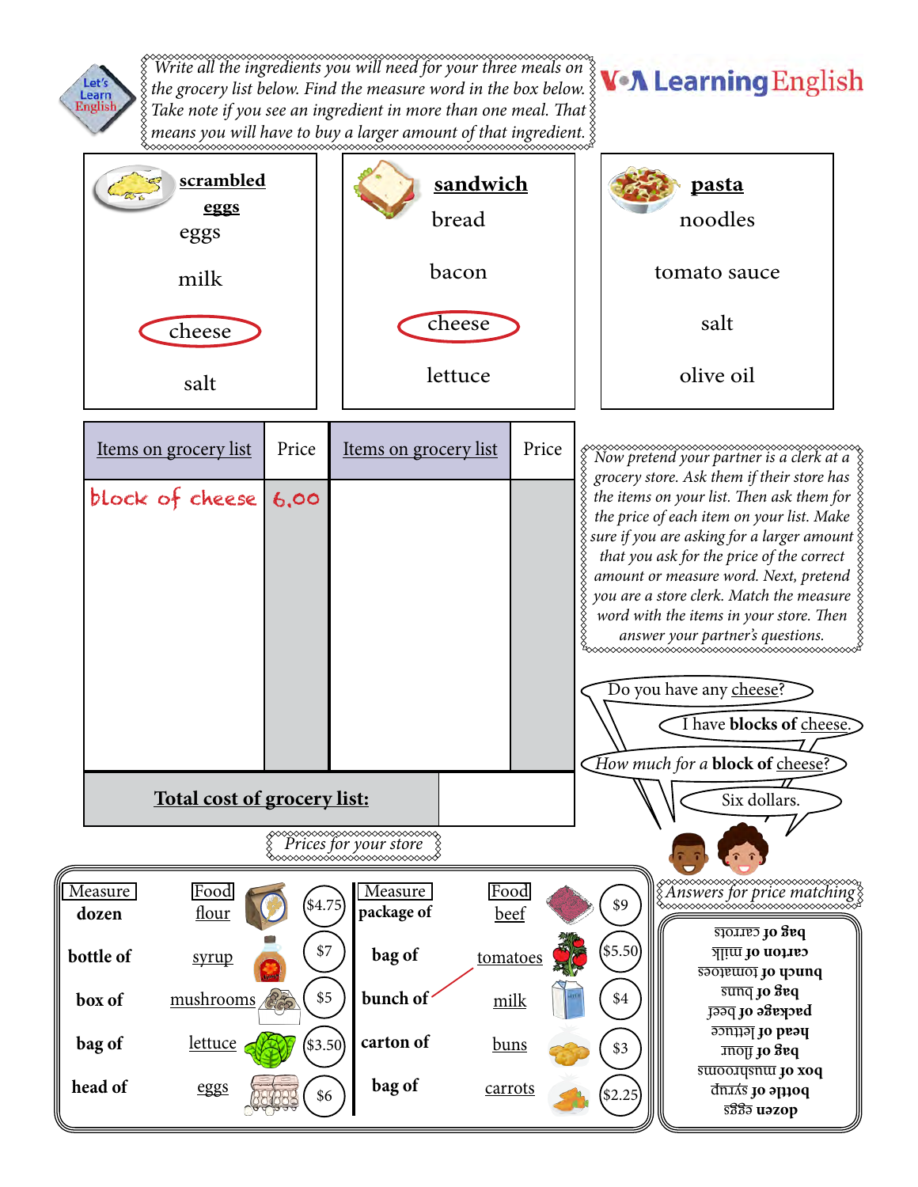Let's Learn English

*Write all the ingredients you will need for your three meals on the grocery list below. Find the measure word in the box below. Take note if you see an ingredient in more than one meal. That means you will have to buy a larger amount of that ingredient.*

VOA Learning English

| **scrambled eggs** | **sandwich** | **pasta** |
|---|---|---|
| eggs | bread | noodles |
| milk | bacon | tomato sauce |
| cheese | cheese | salt |
| salt | lettuce | olive oil |

| Items on grocery list | Price | Items on grocery list | Price |
|---|---|---|---|
| block of cheese | 6.00 | | |
| | | | |
| **Total cost of grocery list:** | | | |

*Now pretend your partner is a clerk at a grocery store. Ask them if their store has the items on your list. Then ask them for the price of each item on your list. Make sure if you are asking for a larger amount that you ask for the price of the correct amount or measure word. Next, pretend you are a store clerk. Match the measure word with the items in your store. Then answer your partner's questions.*

Do you have any cheese?

I have **blocks of** cheese.

*How much for a* **block of** *cheese?*

Six dollars.

*Prices for your store*

| Measure | Food | Price | Measure | Food | Price |
|---|---|---|---|---|---|
| **dozen** | flour | $4.75 | **package of** | beef | $9 |
| **bottle of** | syrup | $7 | **bag of** | tomatoes | $5.50 |
| **box of** | mushrooms | $5 | **bunch of** | milk | $4 |
| **bag of** | lettuce | $3.50 | **carton of** | buns | $3 |
| **head of** | eggs | $6 | **bag of** | carrots | $2.25 |

*Answers for price matching*

**bag of** carrots
**carton of** milk
**bunch of** tomatoes
**bag of** buns
**package of** beef
**head of** lettuce
**bag of** flour
**box of** mushrooms
**bottle of** syrup
**dozen** eggs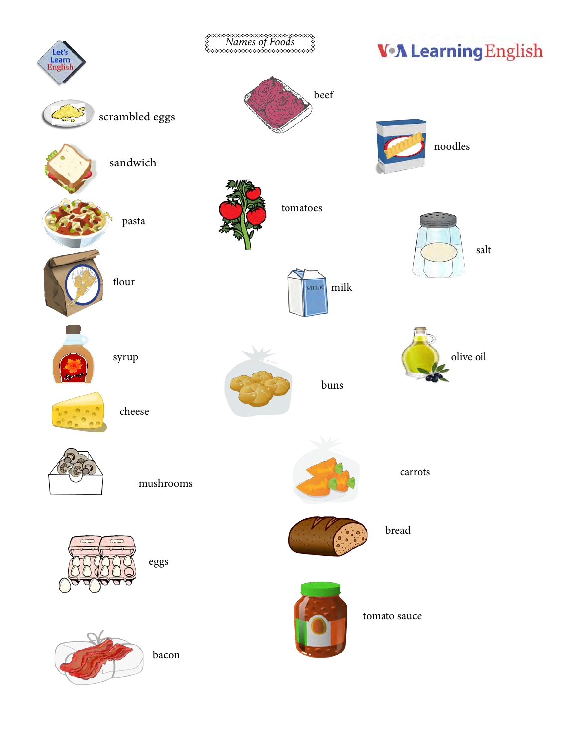# Names of Foods

VOA Learning English

Let's Learn English

scrambled eggs

beef

noodles

sandwich

tomatoes

pasta

salt

flour

milk

syrup

olive oil

buns

cheese

mushrooms

carrots

bread

eggs

tomato sauce

bacon